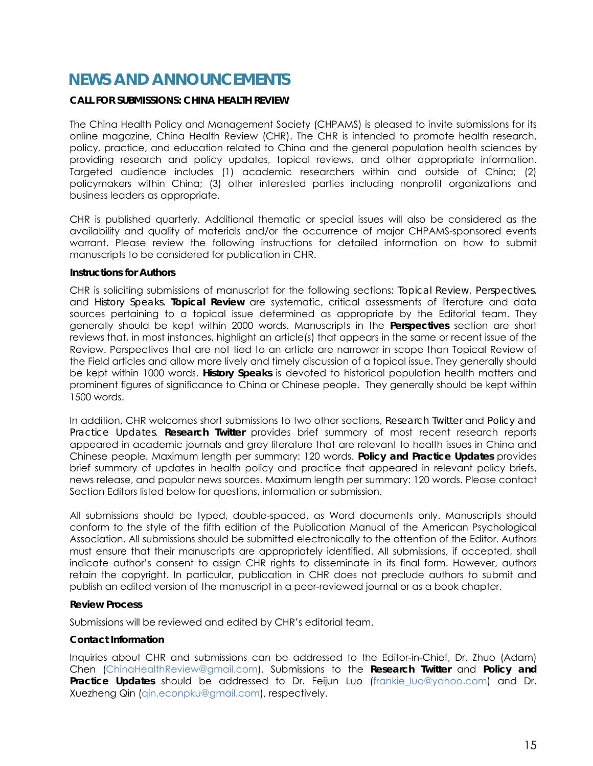# NEWS AND ANNOUNCEMENTS

**CALL FOR SUBMISSIONS: CHINA HEALTH REVIEW**

The China Health Policy and Management Society (CHPAMS) is pleased to invite submissions for its online magazine, China Health Review (CHR). The CHR is intended to promote health research, policy, practice, and education related to China and the general population health sciences by providing research and policy updates, topical reviews, and other appropriate information. Targeted audience includes (1) academic researchers within and outside of China; (2) policymakers within China; (3) other interested parties including nonprofit organizations and business leaders as appropriate.

CHR is published quarterly. Additional thematic or special issues will also be considered as the availability and quality of materials and/or the occurrence of major CHPAMS-sponsored events warrant. Please review the following instructions for detailed information on how to submit manuscripts to be considered for publication in CHR.

**Instructions for Authors**

CHR is soliciting submissions of manuscript for the following sections: Topical Review, Perspectives, and History Speaks. **Topical Review** are systematic, critical assessments of literature and data sources pertaining to a topical issue determined as appropriate by the Editorial team. They generally should be kept within 2000 words. Manuscripts in the **Perspectives** section are short reviews that, in most instances, highlight an article(s) that appears in the same or recent issue of the Review. Perspectives that are not tied to an article are narrower in scope than Topical Review of the Field articles and allow more lively and timely discussion of a topical issue. They generally should be kept within 1000 words. **History Speaks** is devoted to historical population health matters and prominent figures of significance to China or Chinese people. They generally should be kept within 1500 words.

In addition, CHR welcomes short submissions to two other sections, Research Twitter and Policy and Practice Updates. **Research Twitter** provides brief summary of most recent research reports appeared in academic journals and grey literature that are relevant to health issues in China and Chinese people. Maximum length per summary: 120 words. **Policy and Practice Updates** provides brief summary of updates in health policy and practice that appeared in relevant policy briefs, news release, and popular news sources. Maximum length per summary: 120 words. Please contact Section Editors listed below for questions, information or submission.

All submissions should be typed, double-spaced, as Word documents only. Manuscripts should conform to the style of the fifth edition of the Publication Manual of the American Psychological Association. All submissions should be submitted electronically to the attention of the Editor. Authors must ensure that their manuscripts are appropriately identified. All submissions, if accepted, shall indicate author's consent to assign CHR rights to disseminate in its final form. However, authors retain the copyright. In particular, publication in CHR does not preclude authors to submit and publish an edited version of the manuscript in a peer-reviewed journal or as a book chapter.

**Review Process**

Submissions will be reviewed and edited by CHR's editorial team.

**Contact Information**

Inquiries about CHR and submissions can be addressed to the Editor-in-Chief, Dr. Zhuo (Adam) Chen (ChinaHealthReview@gmail.com). Submissions to the **Research Twitter** and **Policy and Practice Updates** should be addressed to Dr. Feijun Luo (frankie_luo@yahoo.com) and Dr. Xuezheng Qin (qin.econpku@gmail.com), respectively.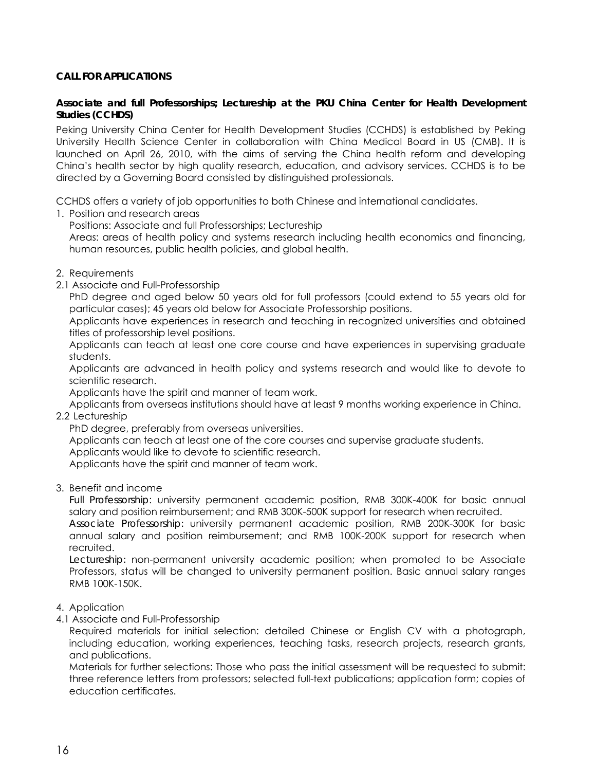**CALL FOR APPLICATIONS**

**Associate and full Professorships; Lectureship at the PKU China Center for Health Development Studies (CCHDS)**

Peking University China Center for Health Development Studies (CCHDS) is established by Peking University Health Science Center in collaboration with China Medical Board in US (CMB). It is launched on April 26, 2010, with the aims of serving the China health reform and developing China's health sector by high quality research, education, and advisory services. CCHDS is to be directed by a Governing Board consisted by distinguished professionals.

CCHDS offers a variety of job opportunities to both Chinese and international candidates.

1. Position and research areas

   Positions: Associate and full Professorships; Lectureship

   Areas: areas of health policy and systems research including health economics and financing, human resources, public health policies, and global health.

2. Requirements

2.1 Associate and Full-Professorship

   PhD degree and aged below 50 years old for full professors (could extend to 55 years old for particular cases); 45 years old below for Associate Professorship positions.

   Applicants have experiences in research and teaching in recognized universities and obtained titles of professorship level positions.

   Applicants can teach at least one core course and have experiences in supervising graduate students.

   Applicants are advanced in health policy and systems research and would like to devote to scientific research.

   Applicants have the spirit and manner of team work.

   Applicants from overseas institutions should have at least 9 months working experience in China.

2.2 Lectureship

   PhD degree, preferably from overseas universities.

   Applicants can teach at least one of the core courses and supervise graduate students.

   Applicants would like to devote to scientific research.

   Applicants have the spirit and manner of team work.

3. Benefit and income

   *Full Professorship*: university permanent academic position, RMB 300K-400K for basic annual salary and position reimbursement; and RMB 300K-500K support for research when recruited.

   *Associate Professorship*: university permanent academic position, RMB 200K-300K for basic annual salary and position reimbursement; and RMB 100K-200K support for research when recruited.

   *Lectureship*: non-permanent university academic position; when promoted to be Associate Professors, status will be changed to university permanent position. Basic annual salary ranges RMB 100K-150K.

4. Application

4.1 Associate and Full-Professorship

   Required materials for initial selection: detailed Chinese or English CV with a photograph, including education, working experiences, teaching tasks, research projects, research grants, and publications.

   Materials for further selections: Those who pass the initial assessment will be requested to submit: three reference letters from professors; selected full-text publications; application form; copies of education certificates.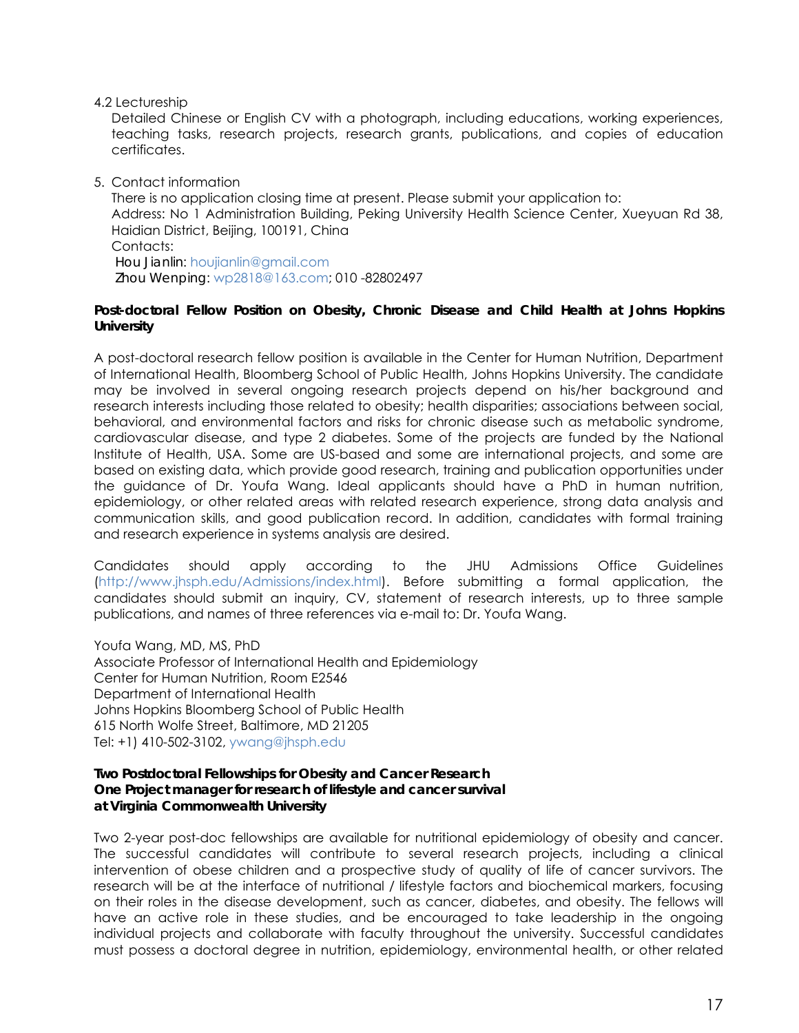4.2 Lectureship

Detailed Chinese or English CV with a photograph, including educations, working experiences, teaching tasks, research projects, research grants, publications, and copies of education certificates.

5. Contact information

There is no application closing time at present. Please submit your application to:
Address: No 1 Administration Building, Peking University Health Science Center, Xueyuan Rd 38, Haidian District, Beijing, 100191, China
Contacts:
Hou Jianlin: houjianlin@gmail.com
Zhou Wenping: wp2818@163.com; 010 -82802497

**Post-doctoral Fellow Position on Obesity, Chronic Disease and Child Health at Johns Hopkins University**

A post-doctoral research fellow position is available in the Center for Human Nutrition, Department of International Health, Bloomberg School of Public Health, Johns Hopkins University. The candidate may be involved in several ongoing research projects depend on his/her background and research interests including those related to obesity; health disparities; associations between social, behavioral, and environmental factors and risks for chronic disease such as metabolic syndrome, cardiovascular disease, and type 2 diabetes. Some of the projects are funded by the National Institute of Health, USA. Some are US-based and some are international projects, and some are based on existing data, which provide good research, training and publication opportunities under the guidance of Dr. Youfa Wang. Ideal applicants should have a PhD in human nutrition, epidemiology, or other related areas with related research experience, strong data analysis and communication skills, and good publication record. In addition, candidates with formal training and research experience in systems analysis are desired.

Candidates should apply according to the JHU Admissions Office Guidelines (http://www.jhsph.edu/Admissions/index.html). Before submitting a formal application, the candidates should submit an inquiry, CV, statement of research interests, up to three sample publications, and names of three references via e-mail to: Dr. Youfa Wang.

Youfa Wang, MD, MS, PhD
Associate Professor of International Health and Epidemiology
Center for Human Nutrition, Room E2546
Department of International Health
Johns Hopkins Bloomberg School of Public Health
615 North Wolfe Street, Baltimore, MD 21205
Tel: +1) 410-502-3102, ywang@jhsph.edu

**Two Postdoctoral Fellowships for Obesity and Cancer Research**
**One Project manager for research of lifestyle and cancer survival**
**at Virginia Commonwealth University**

Two 2-year post-doc fellowships are available for nutritional epidemiology of obesity and cancer. The successful candidates will contribute to several research projects, including a clinical intervention of obese children and a prospective study of quality of life of cancer survivors. The research will be at the interface of nutritional / lifestyle factors and biochemical markers, focusing on their roles in the disease development, such as cancer, diabetes, and obesity. The fellows will have an active role in these studies, and be encouraged to take leadership in the ongoing individual projects and collaborate with faculty throughout the university. Successful candidates must possess a doctoral degree in nutrition, epidemiology, environmental health, or other related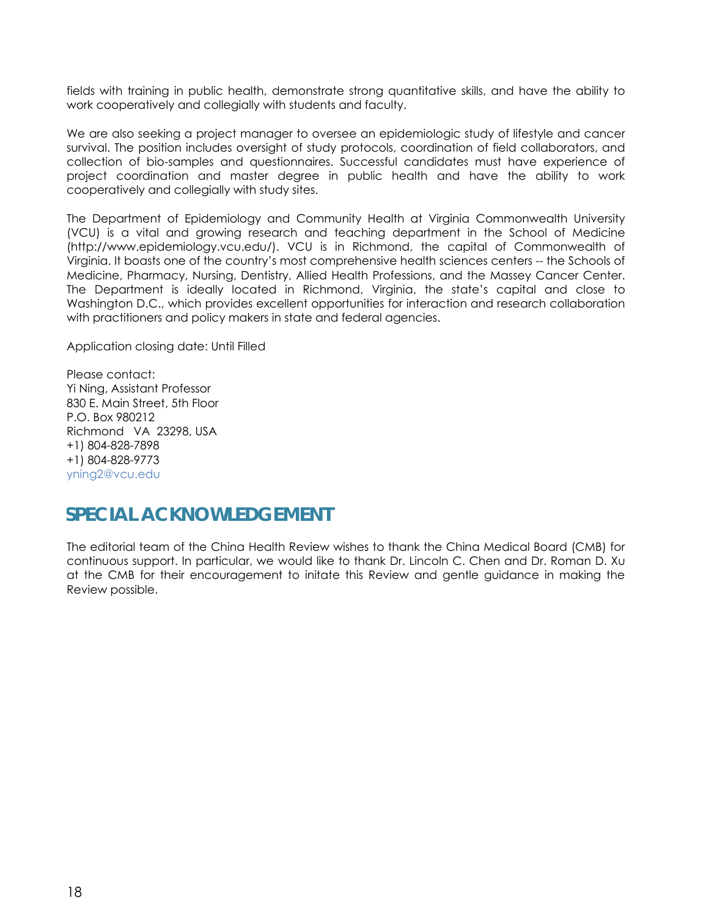fields with training in public health, demonstrate strong quantitative skills, and have the ability to work cooperatively and collegially with students and faculty.

We are also seeking a project manager to oversee an epidemiologic study of lifestyle and cancer survival. The position includes oversight of study protocols, coordination of field collaborators, and collection of bio-samples and questionnaires. Successful candidates must have experience of project coordination and master degree in public health and have the ability to work cooperatively and collegially with study sites.

The Department of Epidemiology and Community Health at Virginia Commonwealth University (VCU) is a vital and growing research and teaching department in the School of Medicine (http://www.epidemiology.vcu.edu/). VCU is in Richmond, the capital of Commonwealth of Virginia. It boasts one of the country's most comprehensive health sciences centers -- the Schools of Medicine, Pharmacy, Nursing, Dentistry, Allied Health Professions, and the Massey Cancer Center. The Department is ideally located in Richmond, Virginia, the state's capital and close to Washington D.C., which provides excellent opportunities for interaction and research collaboration with practitioners and policy makers in state and federal agencies.

Application closing date: Until Filled

Please contact:
Yi Ning, Assistant Professor
830 E. Main Street, 5th Floor
P.O. Box 980212
Richmond VA 23298, USA
+1) 804-828-7898
+1) 804-828-9773
yning2@vcu.edu

## SPECIAL ACKNOWLEDGEMENT

The editorial team of the China Health Review wishes to thank the China Medical Board (CMB) for continuous support. In particular, we would like to thank Dr. Lincoln C. Chen and Dr. Roman D. Xu at the CMB for their encouragement to initate this Review and gentle guidance in making the Review possible.